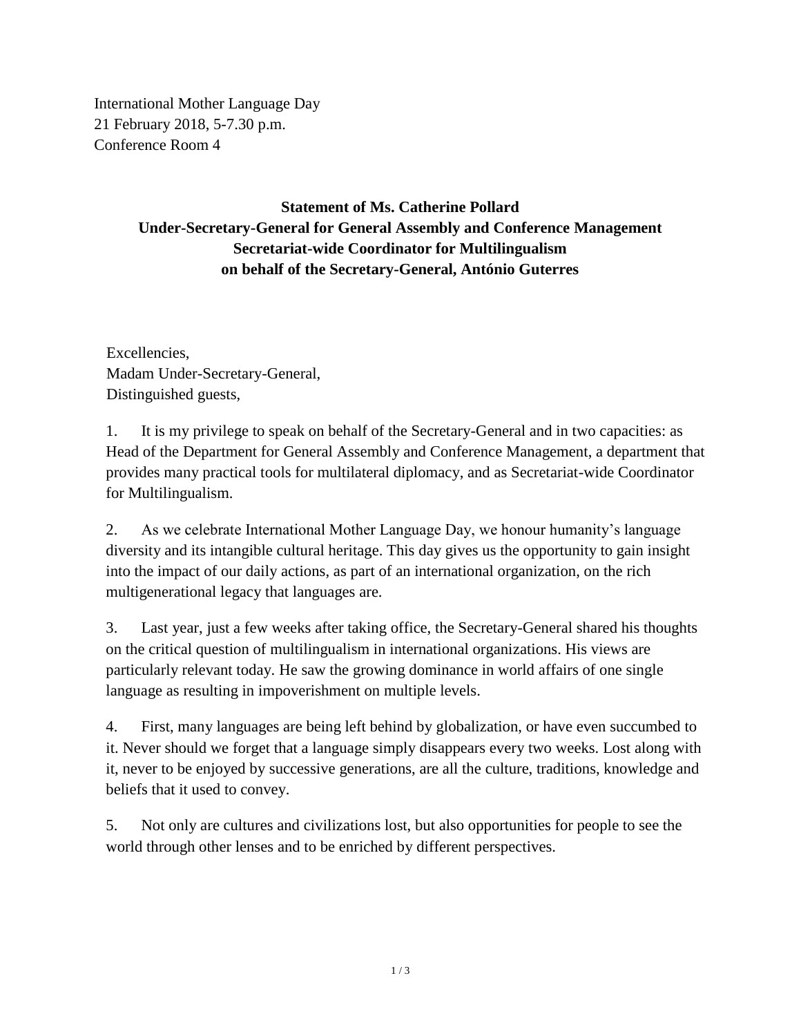International Mother Language Day
21 February 2018, 5-7.30 p.m.
Conference Room 4

**Statement of Ms. Catherine Pollard**
**Under-Secretary-General for General Assembly and Conference Management**
**Secretariat-wide Coordinator for Multilingualism**
**on behalf of the Secretary-General, António Guterres**

Excellencies,
Madam Under-Secretary-General,
Distinguished guests,

1. It is my privilege to speak on behalf of the Secretary-General and in two capacities: as Head of the Department for General Assembly and Conference Management, a department that provides many practical tools for multilateral diplomacy, and as Secretariat-wide Coordinator for Multilingualism.

2. As we celebrate International Mother Language Day, we honour humanity's language diversity and its intangible cultural heritage. This day gives us the opportunity to gain insight into the impact of our daily actions, as part of an international organization, on the rich multigenerational legacy that languages are.

3. Last year, just a few weeks after taking office, the Secretary-General shared his thoughts on the critical question of multilingualism in international organizations. His views are particularly relevant today. He saw the growing dominance in world affairs of one single language as resulting in impoverishment on multiple levels.

4. First, many languages are being left behind by globalization, or have even succumbed to it. Never should we forget that a language simply disappears every two weeks. Lost along with it, never to be enjoyed by successive generations, are all the culture, traditions, knowledge and beliefs that it used to convey.

5. Not only are cultures and civilizations lost, but also opportunities for people to see the world through other lenses and to be enriched by different perspectives.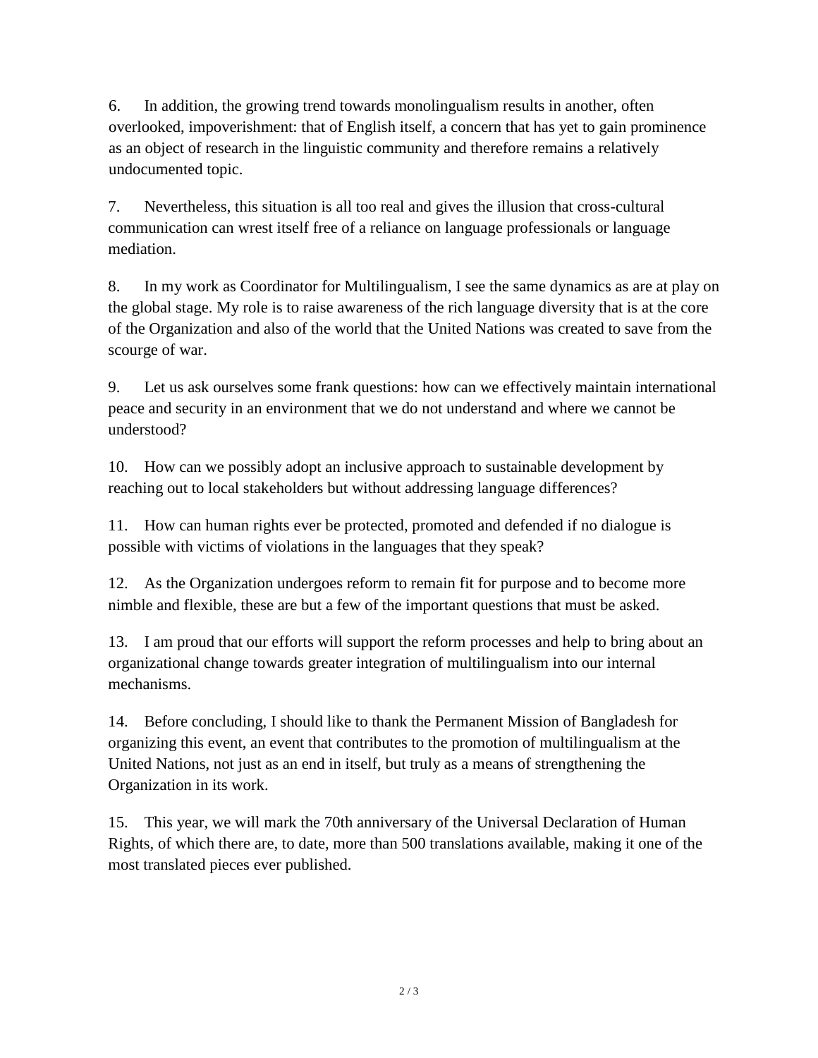6. In addition, the growing trend towards monolingualism results in another, often overlooked, impoverishment: that of English itself, a concern that has yet to gain prominence as an object of research in the linguistic community and therefore remains a relatively undocumented topic.

7. Nevertheless, this situation is all too real and gives the illusion that cross-cultural communication can wrest itself free of a reliance on language professionals or language mediation.

8. In my work as Coordinator for Multilingualism, I see the same dynamics as are at play on the global stage. My role is to raise awareness of the rich language diversity that is at the core of the Organization and also of the world that the United Nations was created to save from the scourge of war.

9. Let us ask ourselves some frank questions: how can we effectively maintain international peace and security in an environment that we do not understand and where we cannot be understood?

10. How can we possibly adopt an inclusive approach to sustainable development by reaching out to local stakeholders but without addressing language differences?

11. How can human rights ever be protected, promoted and defended if no dialogue is possible with victims of violations in the languages that they speak?

12. As the Organization undergoes reform to remain fit for purpose and to become more nimble and flexible, these are but a few of the important questions that must be asked.

13. I am proud that our efforts will support the reform processes and help to bring about an organizational change towards greater integration of multilingualism into our internal mechanisms.

14. Before concluding, I should like to thank the Permanent Mission of Bangladesh for organizing this event, an event that contributes to the promotion of multilingualism at the United Nations, not just as an end in itself, but truly as a means of strengthening the Organization in its work.

15. This year, we will mark the 70th anniversary of the Universal Declaration of Human Rights, of which there are, to date, more than 500 translations available, making it one of the most translated pieces ever published.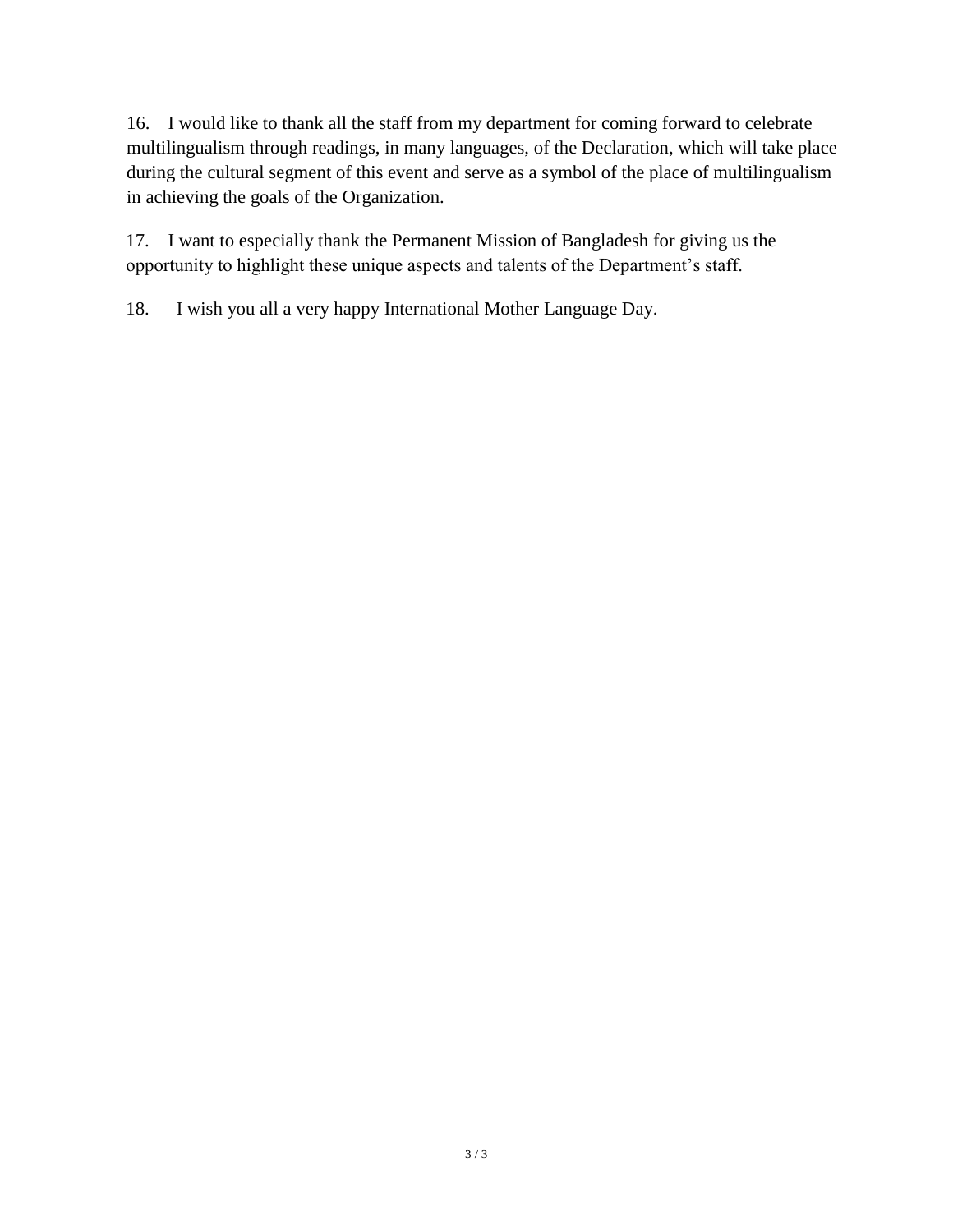16. I would like to thank all the staff from my department for coming forward to celebrate multilingualism through readings, in many languages, of the Declaration, which will take place during the cultural segment of this event and serve as a symbol of the place of multilingualism in achieving the goals of the Organization.

17. I want to especially thank the Permanent Mission of Bangladesh for giving us the opportunity to highlight these unique aspects and talents of the Department's staff.

18. I wish you all a very happy International Mother Language Day.